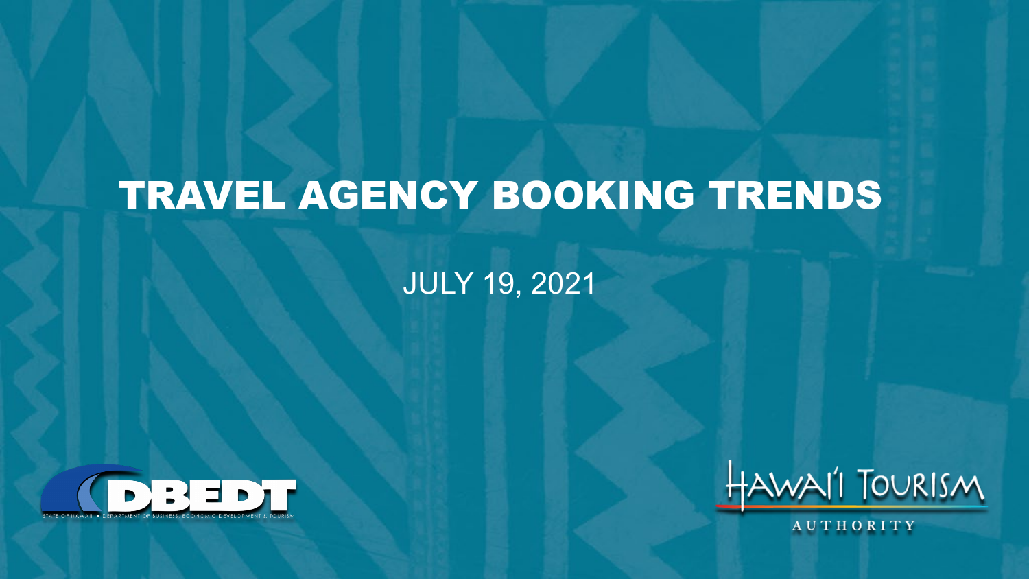# TRAVEL AGENCY BOOKING TRENDS

JULY 19, 2021

DBEDT

STATE OF HAWAII • DEPARTMENT OF BUSINESS, ECONOMIC DEVELOPMENT & TOURISM

HAWAI'I TOURISM AUTHORITY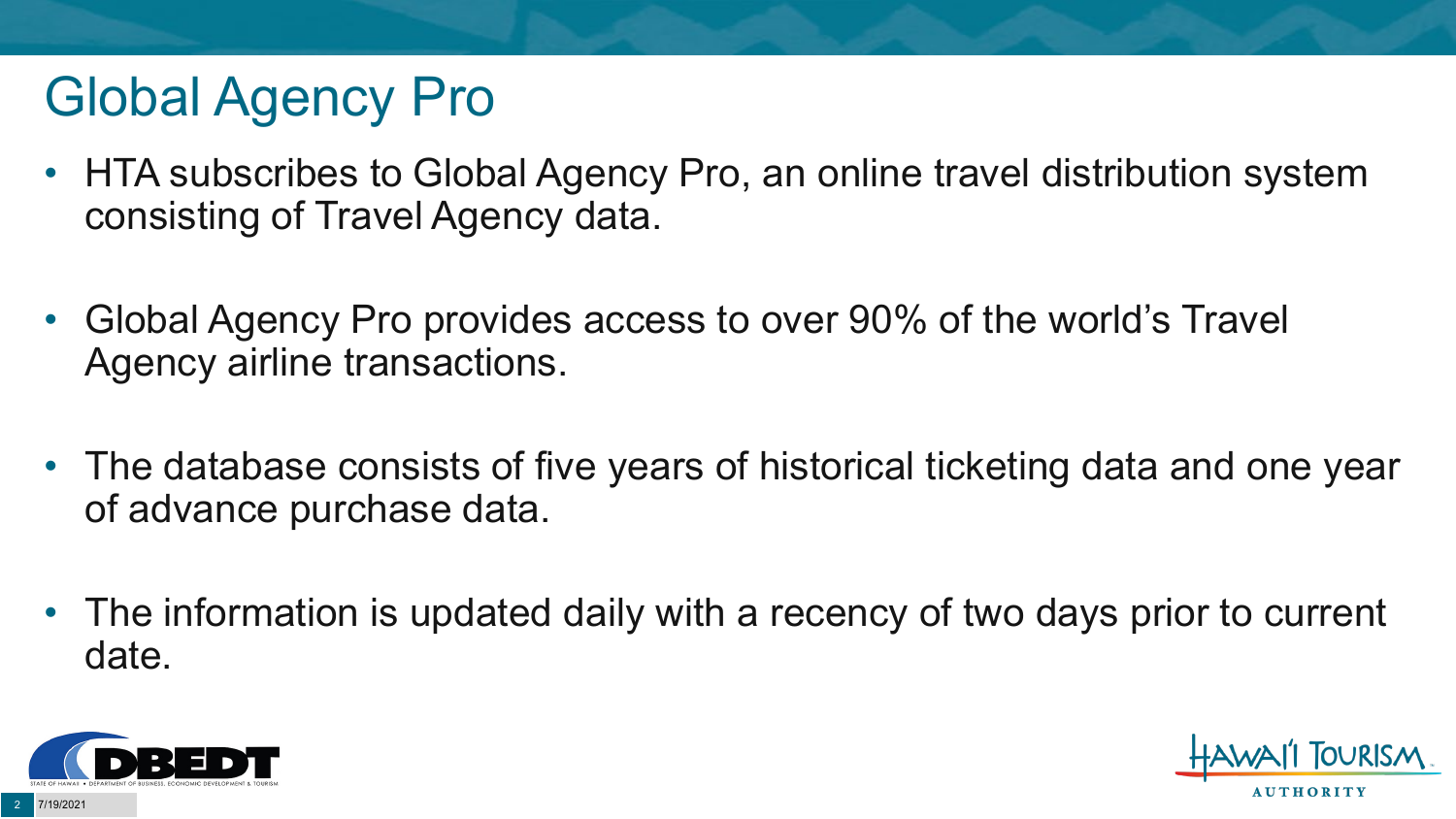# Global Agency Pro

- HTA subscribes to Global Agency Pro, an online travel distribution system consisting of Travel Agency data.
- Global Agency Pro provides access to over 90% of the world's Travel Agency airline transactions.
- The database consists of five years of historical ticketing data and one year of advance purchase data.
- The information is updated daily with a recency of two days prior to current date.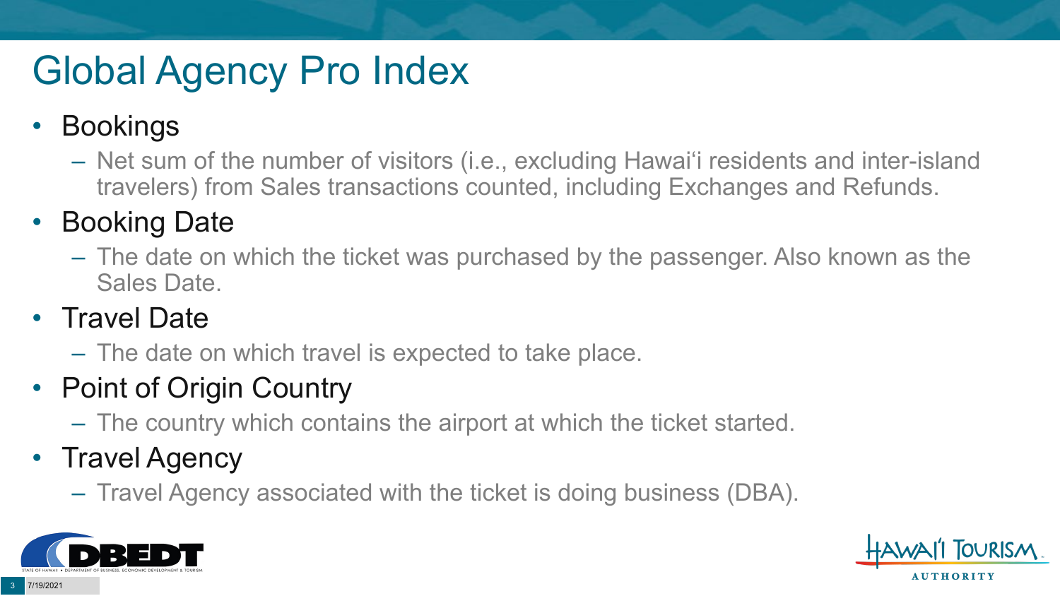# Global Agency Pro Index

- Bookings
  - Net sum of the number of visitors (i.e., excluding Hawai‘i residents and inter-island travelers) from Sales transactions counted, including Exchanges and Refunds.
- Booking Date
  - The date on which the ticket was purchased by the passenger. Also known as the Sales Date.
- Travel Date
  - The date on which travel is expected to take place.
- Point of Origin Country
  - The country which contains the airport at which the ticket started.
- Travel Agency
  - Travel Agency associated with the ticket is doing business (DBA).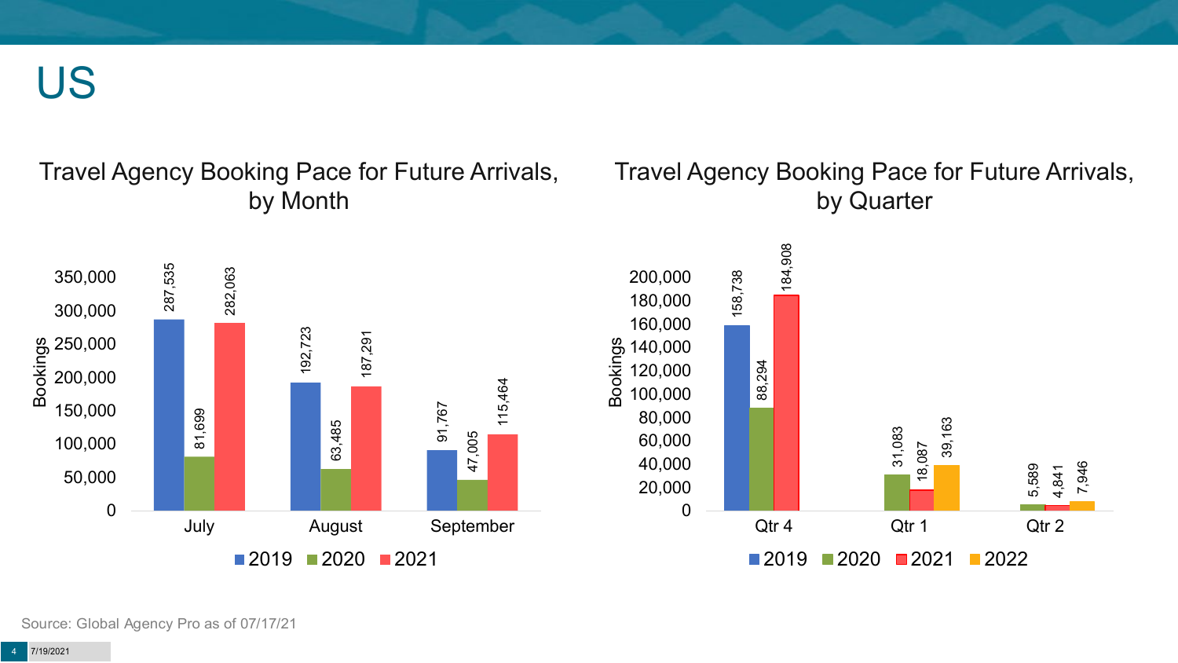# US

## Travel Agency Booking Pace for Future Arrivals, by Month

| Month | 2019 | 2020 | 2021 |
|---|---|---|---|
| July | 287,535 | 81,699 | 282,063 |
| August | 192,723 | 63,485 | 187,291 |
| September | 91,767 | 47,005 | 115,464 |

## Travel Agency Booking Pace for Future Arrivals, by Quarter

| Quarter | 2019 | 2020 | 2021 | 2022 |
|---|---|---|---|---|
| Qtr 4 | 158,738 | 88,294 | 184,908 | |
| Qtr 1 | | 31,083 | 18,087 | 39,163 |
| Qtr 2 | | 5,589 | 4,841 | 7,946 |

Source: Global Agency Pro as of 07/17/21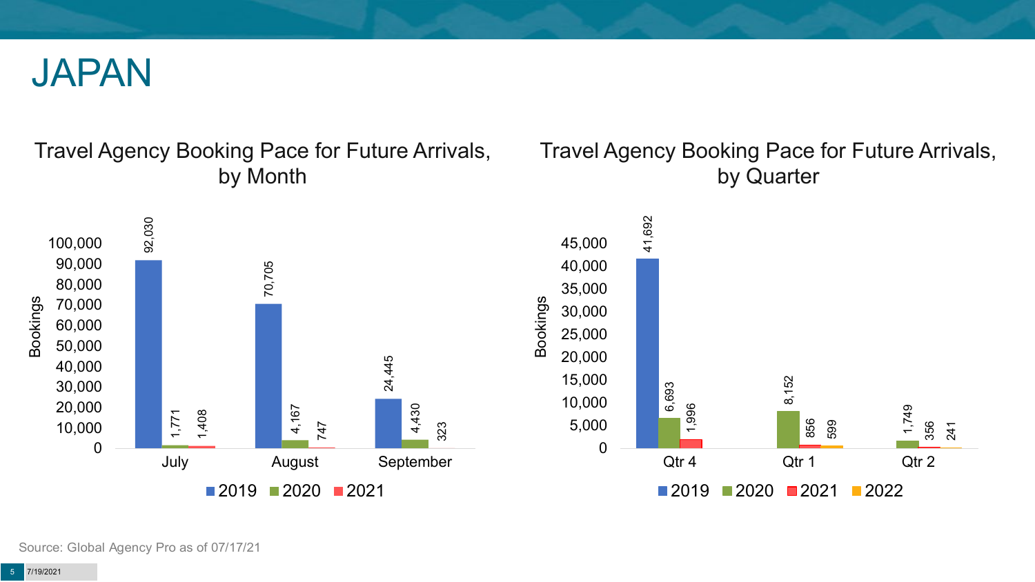# JAPAN

## Travel Agency Booking Pace for Future Arrivals, by Month

| Month | 2019 | 2020 | 2021 |
|---|---|---|---|
| July | 92,030 | 1,771 | 1,408 |
| August | 70,705 | 4,167 | 747 |
| September | 24,445 | 4,430 | 323 |

## Travel Agency Booking Pace for Future Arrivals, by Quarter

| Quarter | 2019 | 2020 | 2021 | 2022 |
|---|---|---|---|---|
| Qtr 4 | 41,692 | 6,693 | 1,996 | |
| Qtr 1 | | 8,152 | 856 | 599 |
| Qtr 2 | | 1,749 | 356 | 241 |

Source: Global Agency Pro as of 07/17/21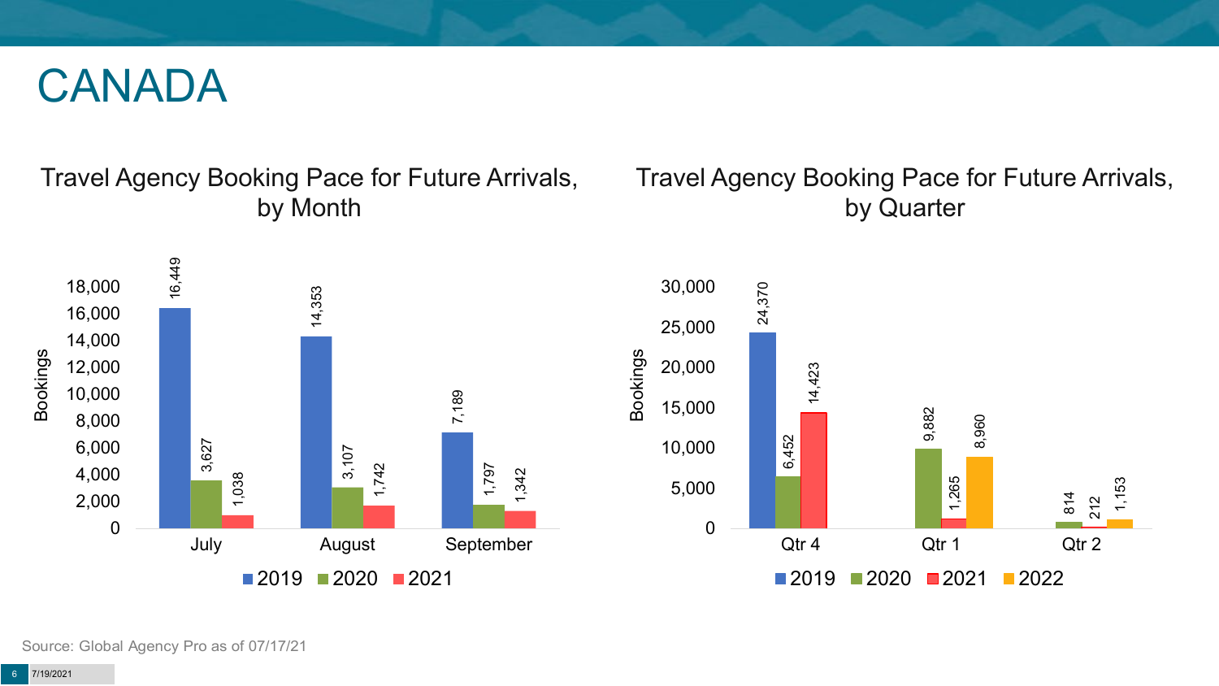# CANADA

## Travel Agency Booking Pace for Future Arrivals, by Month

| Month | 2019 | 2020 | 2021 |
| --- | --- | --- | --- |
| July | 16,449 | 3,627 | 1,038 |
| August | 14,353 | 3,107 | 1,742 |
| September | 7,189 | 1,797 | 1,342 |

## Travel Agency Booking Pace for Future Arrivals, by Quarter

| Quarter | 2019 | 2020 | 2021 | 2022 |
| --- | --- | --- | --- | --- |
| Qtr 4 | 24,370 | 6,452 | 14,423 | |
| Qtr 1 | | 9,882 | 1,265 | 8,960 |
| Qtr 2 | | 814 | 212 | 1,153 |

Source: Global Agency Pro as of 07/17/21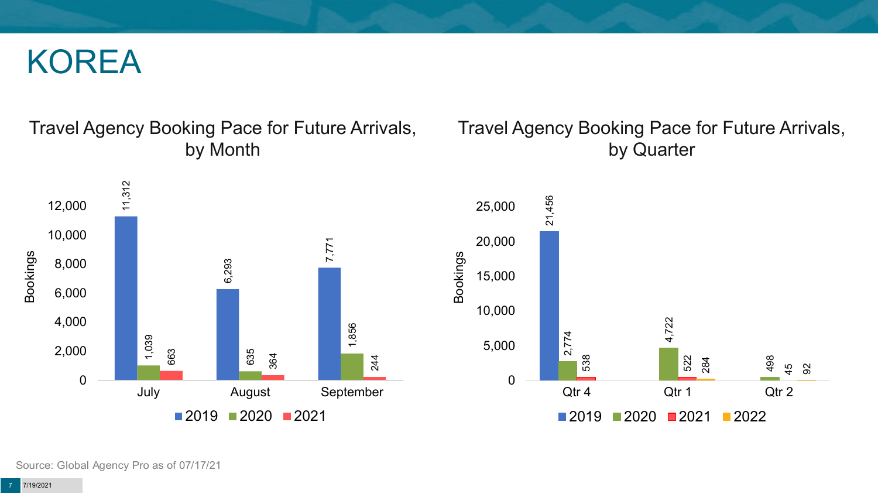# KOREA

## Travel Agency Booking Pace for Future Arrivals, by Month

| Month | 2019 | 2020 | 2021 |
|---|---|---|---|
| July | 11,312 | 1,039 | 663 |
| August | 6,293 | 635 | 364 |
| September | 7,771 | 1,856 | 244 |

## Travel Agency Booking Pace for Future Arrivals, by Quarter

| Quarter | 2019 | 2020 | 2021 | 2022 |
|---|---|---|---|---|
| Qtr 4 | 21,456 | 2,774 | 538 | |
| Qtr 1 | | 4,722 | 522 | 284 |
| Qtr 2 | | 498 | 45 | 92 |

Source: Global Agency Pro as of 07/17/21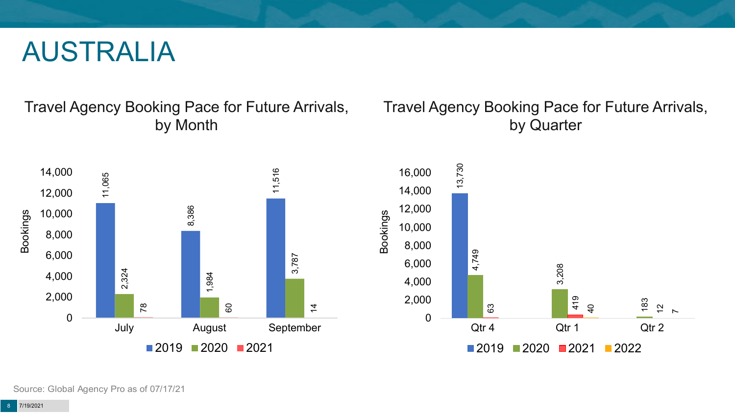# AUSTRALIA

## Travel Agency Booking Pace for Future Arrivals, by Month

| Month | 2019 | 2020 | 2021 |
| --- | --- | --- | --- |
| July | 11,065 | 2,324 | 78 |
| August | 8,386 | 1,984 | 60 |
| September | 11,516 | 3,787 | 14 |

## Travel Agency Booking Pace for Future Arrivals, by Quarter

| Quarter | 2019 | 2020 | 2021 | 2022 |
| --- | --- | --- | --- | --- |
| Qtr 4 | 13,730 | 4,749 | 63 | |
| Qtr 1 | | 3,208 | 419 | 40 |
| Qtr 2 | | 183 | 12 | 7 |

Source: Global Agency Pro as of 07/17/21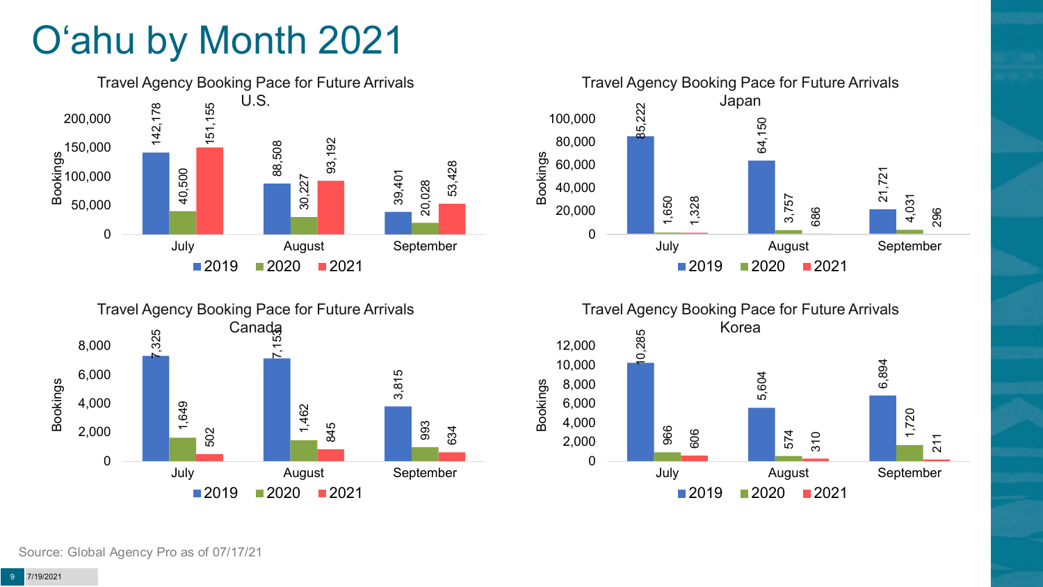# O'ahu by Month 2021

### Travel Agency Booking Pace for Future Arrivals U.S.

| | 2019 | 2020 | 2021 |
|---|---|---|---|
| July | 142,178 | 40,500 | 151,155 |
| August | 88,508 | 30,227 | 93,192 |
| September | 39,401 | 20,028 | 53,428 |

### Travel Agency Booking Pace for Future Arrivals Japan

| | 2019 | 2020 | 2021 |
|---|---|---|---|
| July | 85,222 | 1,650 | 1,328 |
| August | 64,150 | 3,757 | 686 |
| September | 21,721 | 4,031 | 296 |

### Travel Agency Booking Pace for Future Arrivals Canada

| | 2019 | 2020 | 2021 |
|---|---|---|---|
| July | 7,325 | 1,649 | 502 |
| August | 7,153 | 1,462 | 845 |
| September | 3,815 | 993 | 634 |

### Travel Agency Booking Pace for Future Arrivals Korea

| | 2019 | 2020 | 2021 |
|---|---|---|---|
| July | 10,285 | 966 | 606 |
| August | 5,604 | 574 | 310 |
| September | 6,894 | 1,720 | 211 |

Source: Global Agency Pro as of 07/17/21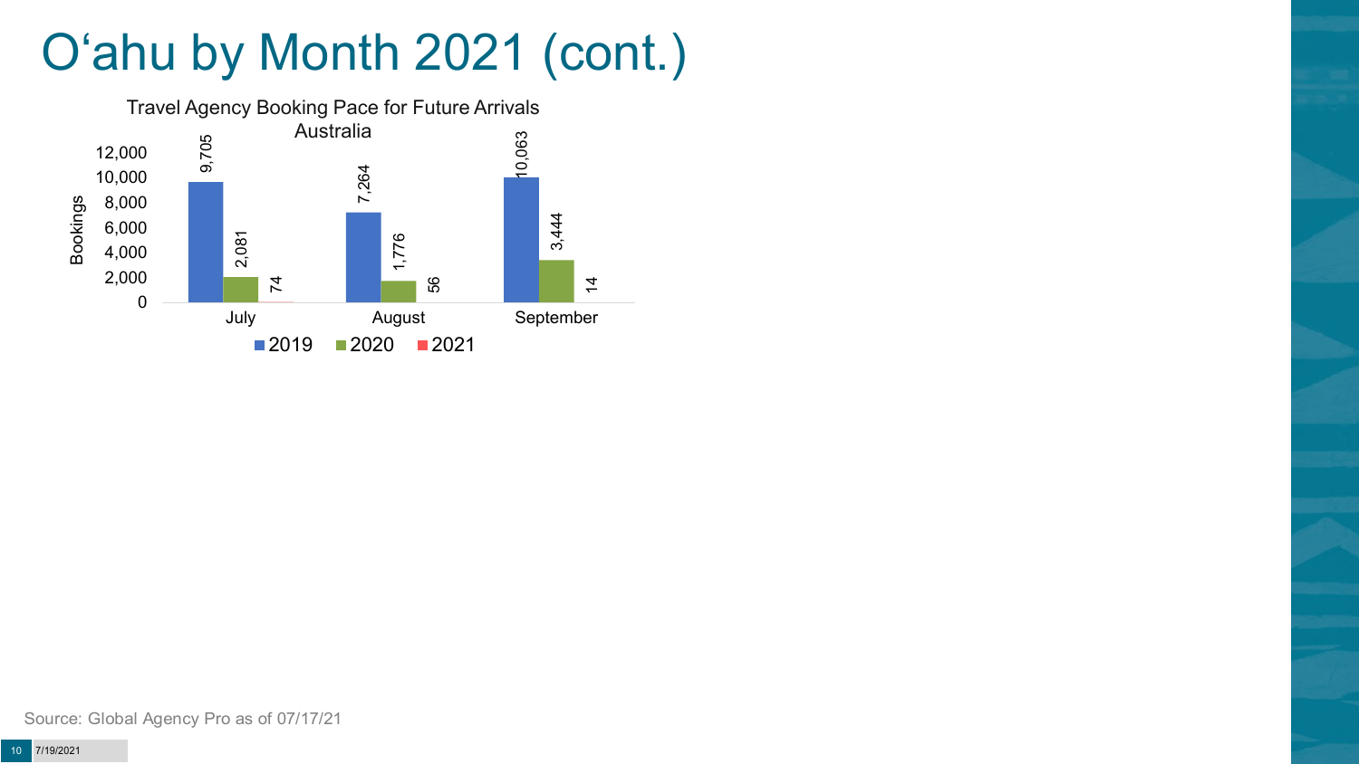# O'ahu by Month 2021 (cont.)

Travel Agency Booking Pace for Future Arrivals
Australia

| Bookings | 2019 | 2020 | 2021 |
| --- | --- | --- | --- |
| July | 9,705 | 2,081 | 74 |
| August | 7,264 | 1,776 | 56 |
| September | 10,063 | 3,444 | 14 |

Source: Global Agency Pro as of 07/17/21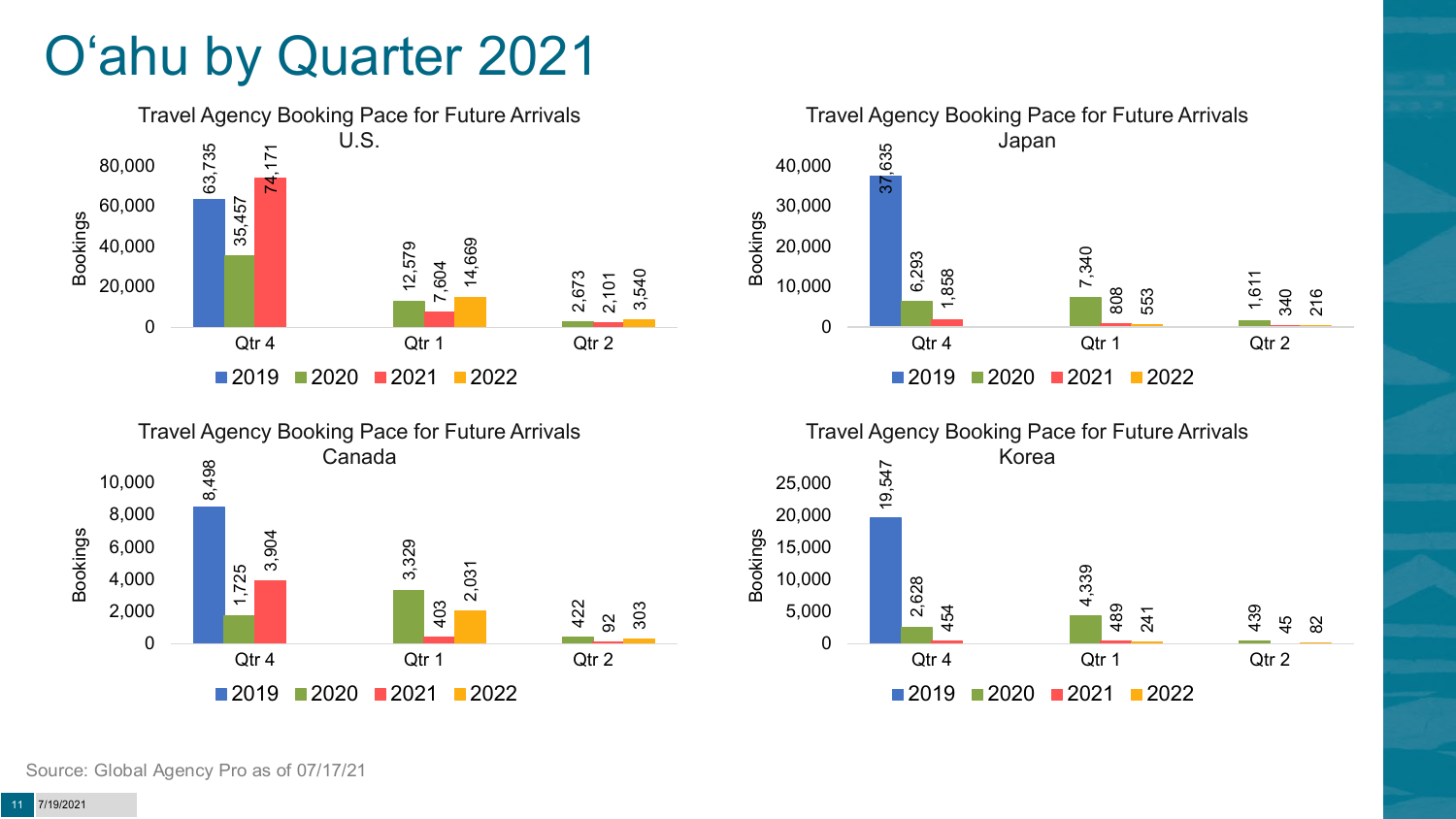# O'ahu by Quarter 2021

### Travel Agency Booking Pace for Future Arrivals U.S.

| Quarter | 2019 | 2020 | 2021 | 2022 |
|---|---|---|---|---|
| Qtr 4 | 63,735 | 35,457 | 74,171 | |
| Qtr 1 | | 12,579 | 7,604 | 14,669 |
| Qtr 2 | | 2,673 | 2,101 | 3,540 |

### Travel Agency Booking Pace for Future Arrivals Japan

| Quarter | 2019 | 2020 | 2021 | 2022 |
|---|---|---|---|---|
| Qtr 4 | 37,635 | 6,293 | 1,858 | |
| Qtr 1 | | 7,340 | 808 | 553 |
| Qtr 2 | | 1,611 | 340 | 216 |

### Travel Agency Booking Pace for Future Arrivals Canada

| Quarter | 2019 | 2020 | 2021 | 2022 |
|---|---|---|---|---|
| Qtr 4 | 8,498 | 1,725 | 3,904 | |
| Qtr 1 | | 3,329 | 403 | 2,031 |
| Qtr 2 | | 422 | 92 | 303 |

### Travel Agency Booking Pace for Future Arrivals Korea

| Quarter | 2019 | 2020 | 2021 | 2022 |
|---|---|---|---|---|
| Qtr 4 | 19,547 | 2,628 | 454 | |
| Qtr 1 | | 4,339 | 489 | 241 |
| Qtr 2 | | 439 | 45 | 82 |

Source: Global Agency Pro as of 07/17/21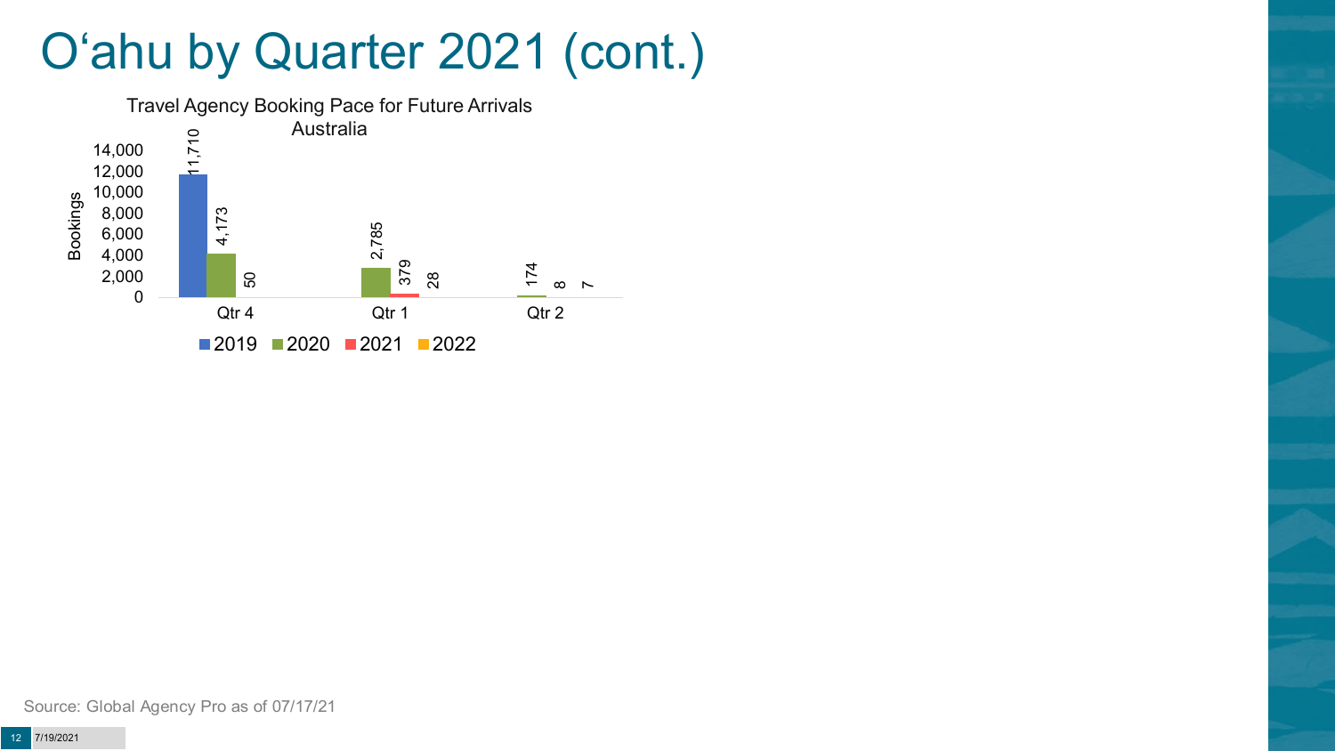# O'ahu by Quarter 2021 (cont.)

Travel Agency Booking Pace for Future Arrivals
Australia

| | 2019 | 2020 | 2021 | 2022 |
|---|---|---|---|---|
| Qtr 4 | 11,710 | 4,173 | 50 | |
| Qtr 1 | | 2,785 | 379 | 28 |
| Qtr 2 | | 174 | 8 | 7 |

Source: Global Agency Pro as of 07/17/21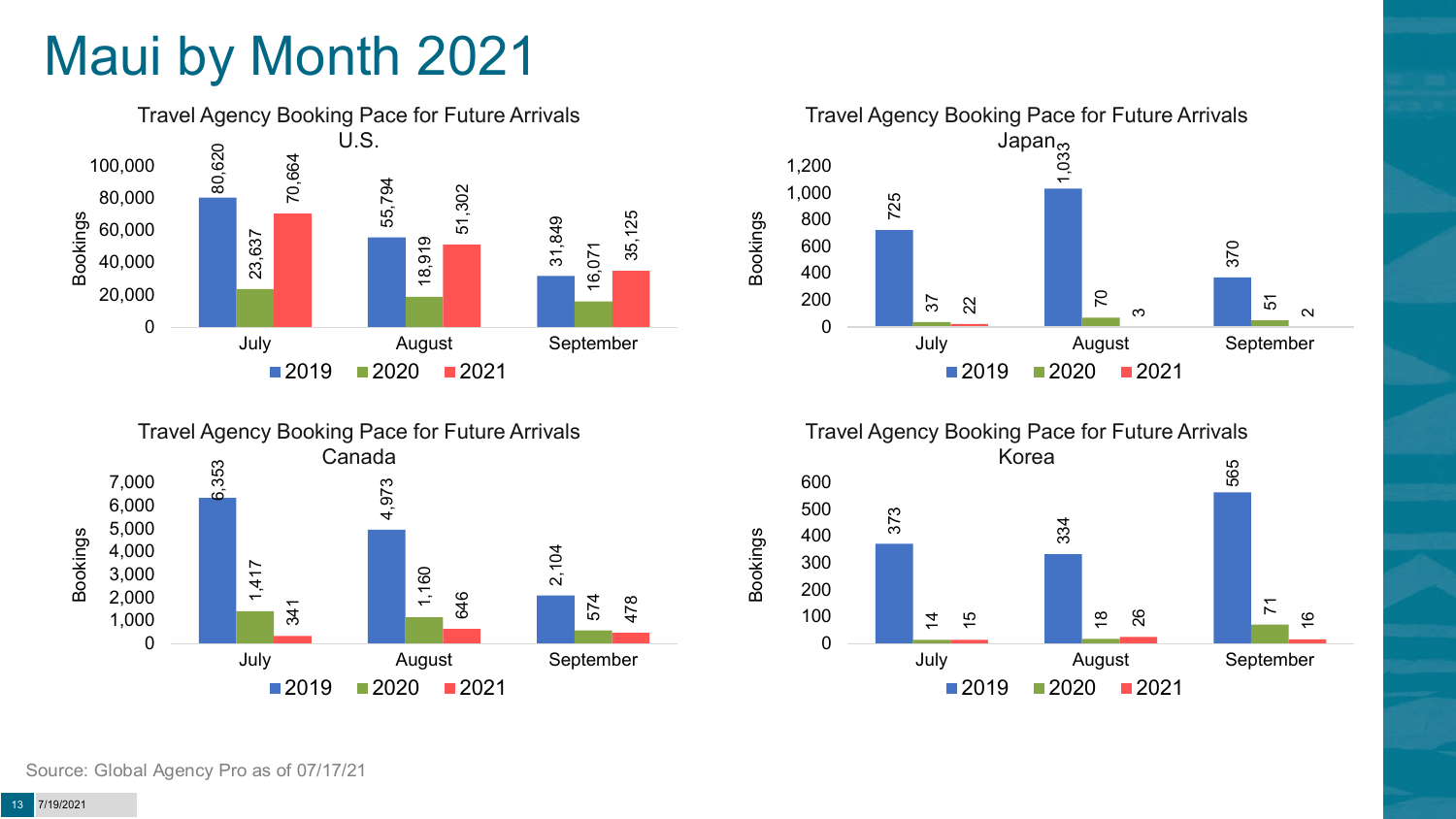# Maui by Month 2021

### Travel Agency Booking Pace for Future Arrivals U.S.

| Month | 2019 | 2020 | 2021 |
|---|---|---|---|
| July | 80,620 | 23,637 | 70,664 |
| August | 55,794 | 18,919 | 51,302 |
| September | 31,849 | 16,071 | 35,125 |

### Travel Agency Booking Pace for Future Arrivals Japan

| Month | 2019 | 2020 | 2021 |
|---|---|---|---|
| July | 725 | 37 | 22 |
| August | 1,033 | 70 | 3 |
| September | 370 | 51 | 2 |

### Travel Agency Booking Pace for Future Arrivals Canada

| Month | 2019 | 2020 | 2021 |
|---|---|---|---|
| July | 6,353 | 1,417 | 341 |
| August | 4,973 | 1,160 | 646 |
| September | 2,104 | 574 | 478 |

### Travel Agency Booking Pace for Future Arrivals Korea

| Month | 2019 | 2020 | 2021 |
|---|---|---|---|
| July | 373 | 14 | 15 |
| August | 334 | 18 | 26 |
| September | 565 | 71 | 16 |

Source: Global Agency Pro as of 07/17/21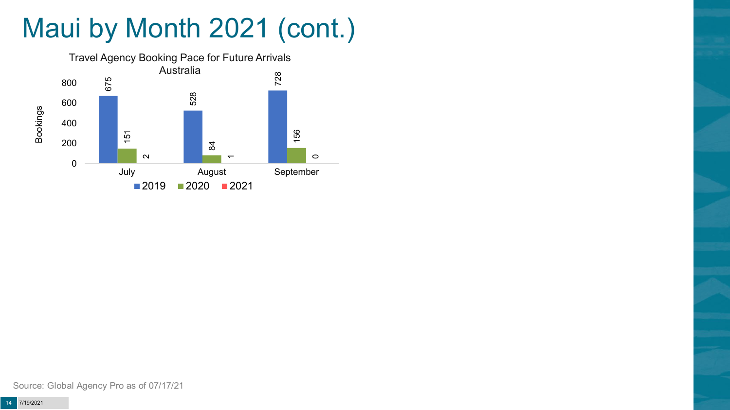# Maui by Month 2021 (cont.)

**Travel Agency Booking Pace for Future Arrivals**
**Australia**

| Month | 2019 | 2020 | 2021 |
| --- | --- | --- | --- |
| July | 675 | 151 | 2 |
| August | 528 | 84 | 1 |
| September | 728 | 156 | 0 |

Source: Global Agency Pro as of 07/17/21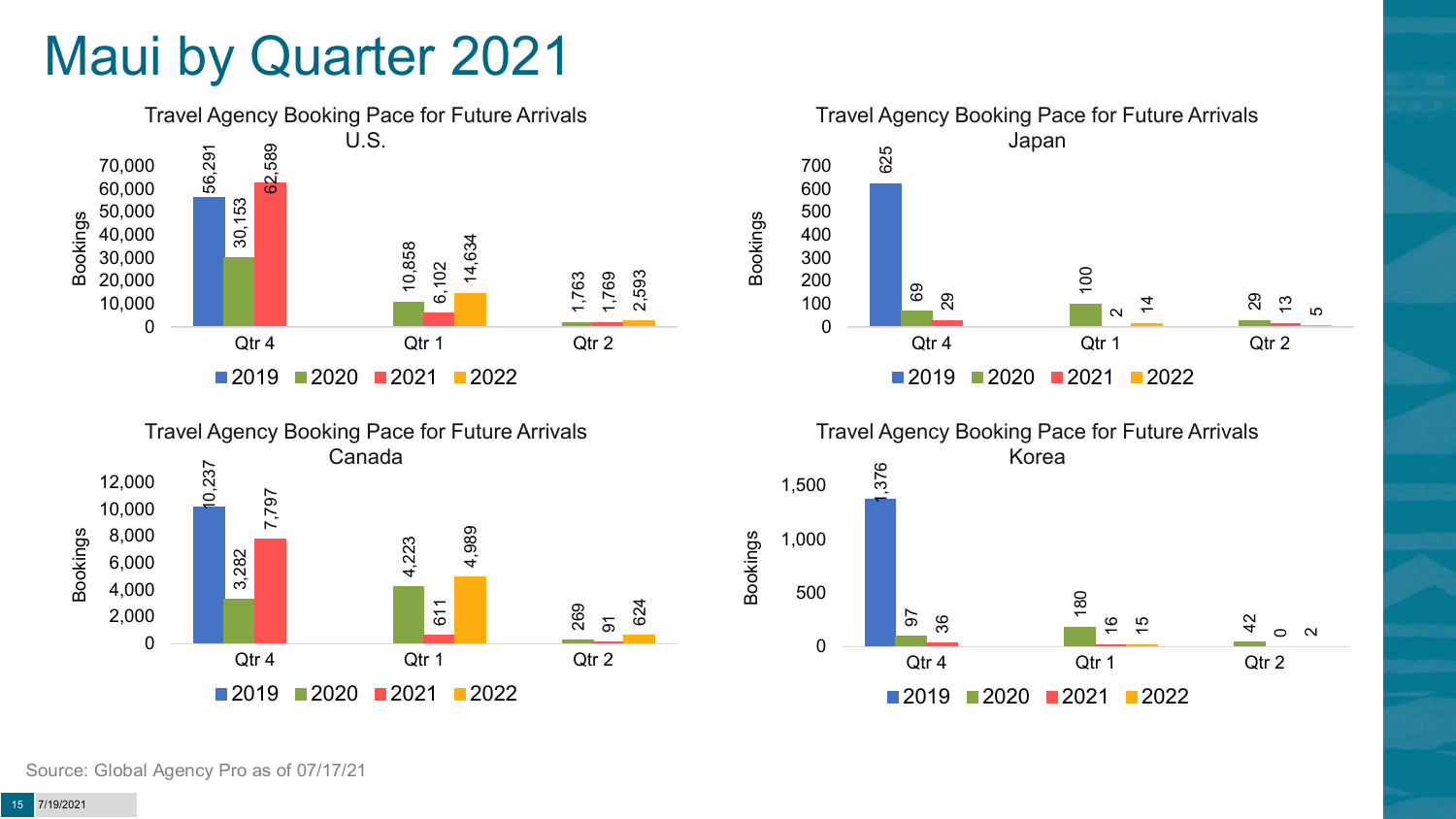# Maui by Quarter 2021

### Travel Agency Booking Pace for Future Arrivals U.S.

| Bookings | 2019 | 2020 | 2021 | 2022 |
|---|---|---|---|---|
| Qtr 4 | 56,291 | 30,153 | 62,589 | |
| Qtr 1 | | 10,858 | 6,102 | 14,634 |
| Qtr 2 | | 1,763 | 1,769 | 2,593 |

### Travel Agency Booking Pace for Future Arrivals Japan

| Bookings | 2019 | 2020 | 2021 | 2022 |
|---|---|---|---|---|
| Qtr 4 | 625 | 69 | 29 | |
| Qtr 1 | | 100 | 2 | 14 |
| Qtr 2 | | 29 | 13 | 5 |

### Travel Agency Booking Pace for Future Arrivals Canada

| Bookings | 2019 | 2020 | 2021 | 2022 |
|---|---|---|---|---|
| Qtr 4 | 10,237 | 3,282 | 7,797 | |
| Qtr 1 | | 4,223 | 611 | 4,989 |
| Qtr 2 | | 269 | 91 | 624 |

### Travel Agency Booking Pace for Future Arrivals Korea

| Bookings | 2019 | 2020 | 2021 | 2022 |
|---|---|---|---|---|
| Qtr 4 | 1,376 | 97 | 36 | |
| Qtr 1 | | 180 | 16 | 15 |
| Qtr 2 | | 42 | 0 | 2 |

Source: Global Agency Pro as of 07/17/21

7/19/2021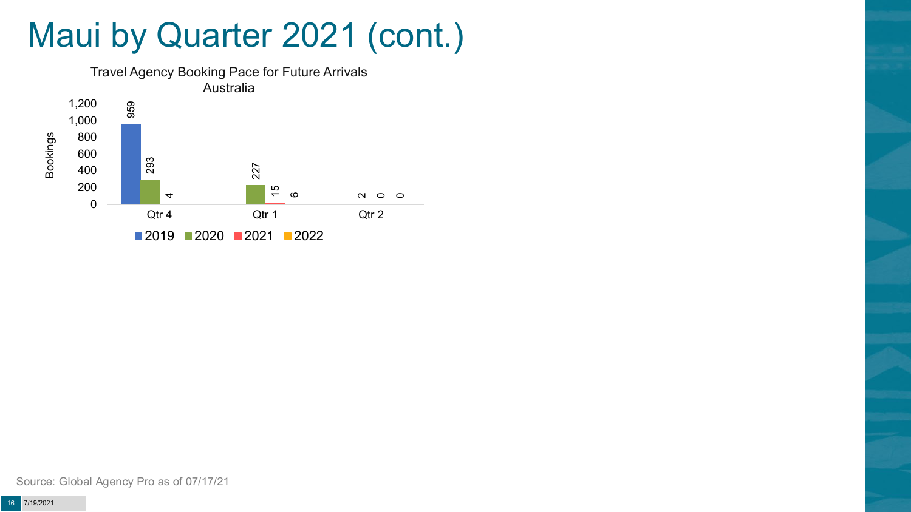# Maui by Quarter 2021 (cont.)

Travel Agency Booking Pace for Future Arrivals
Australia

| Bookings | 2019 | 2020 | 2021 | 2022 |
|---|---|---|---|---|
| Qtr 4 | 959 | 293 | 4 | |
| Qtr 1 | | 227 | 15 | 6 |
| Qtr 2 | | | 2 | 0 | 0 |

Source: Global Agency Pro as of 07/17/21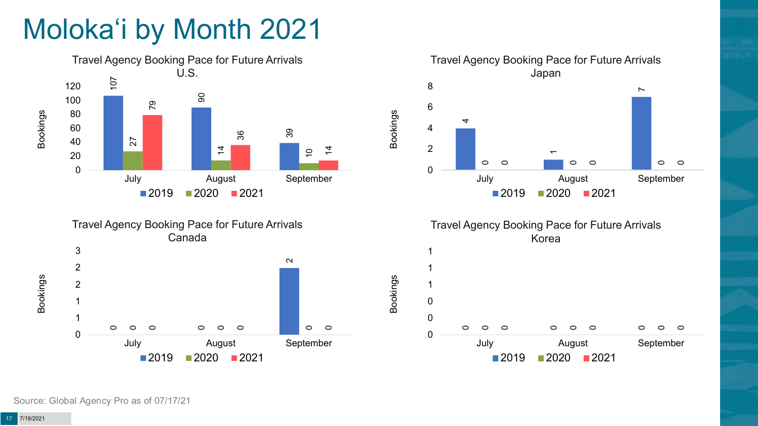# Moloka'i by Month 2021

**Travel Agency Booking Pace for Future Arrivals U.S.**

| Bookings | 2019 | 2020 | 2021 |
|---|---|---|---|
| July | 107 | 27 | 79 |
| August | 90 | 14 | 36 |
| September | 39 | 10 | 14 |

**Travel Agency Booking Pace for Future Arrivals Japan**

| Bookings | 2019 | 2020 | 2021 |
|---|---|---|---|
| July | 4 | 0 | 0 |
| August | 1 | 0 | 0 |
| September | 7 | 0 | 0 |

**Travel Agency Booking Pace for Future Arrivals Canada**

| Bookings | 2019 | 2020 | 2021 |
|---|---|---|---|
| July | 0 | 0 | 0 |
| August | 0 | 0 | 0 |
| September | 2 | 0 | 0 |

**Travel Agency Booking Pace for Future Arrivals Korea**

| Bookings | 2019 | 2020 | 2021 |
|---|---|---|---|
| July | 0 | 0 | 0 |
| August | 0 | 0 | 0 |
| September | 0 | 0 | 0 |

Source: Global Agency Pro as of 07/17/21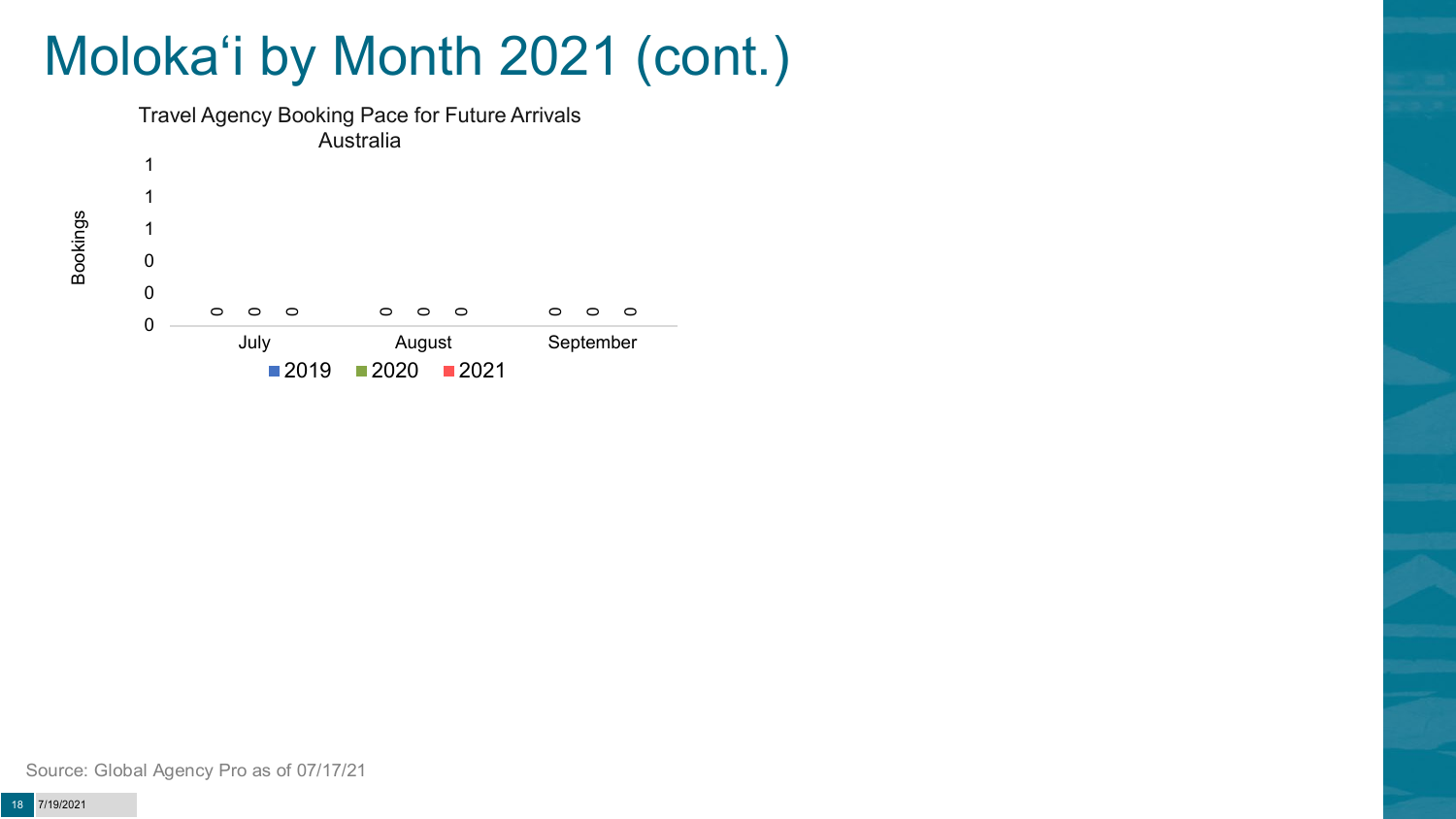# Molokaʻi by Month 2021 (cont.)

Travel Agency Booking Pace for Future Arrivals
Australia

| Bookings | 2019 | 2020 | 2021 |
|---|---|---|---|
| July | 0 | 0 | 0 |
| August | 0 | 0 | 0 |
| September | 0 | 0 | 0 |

Source: Global Agency Pro as of 07/17/21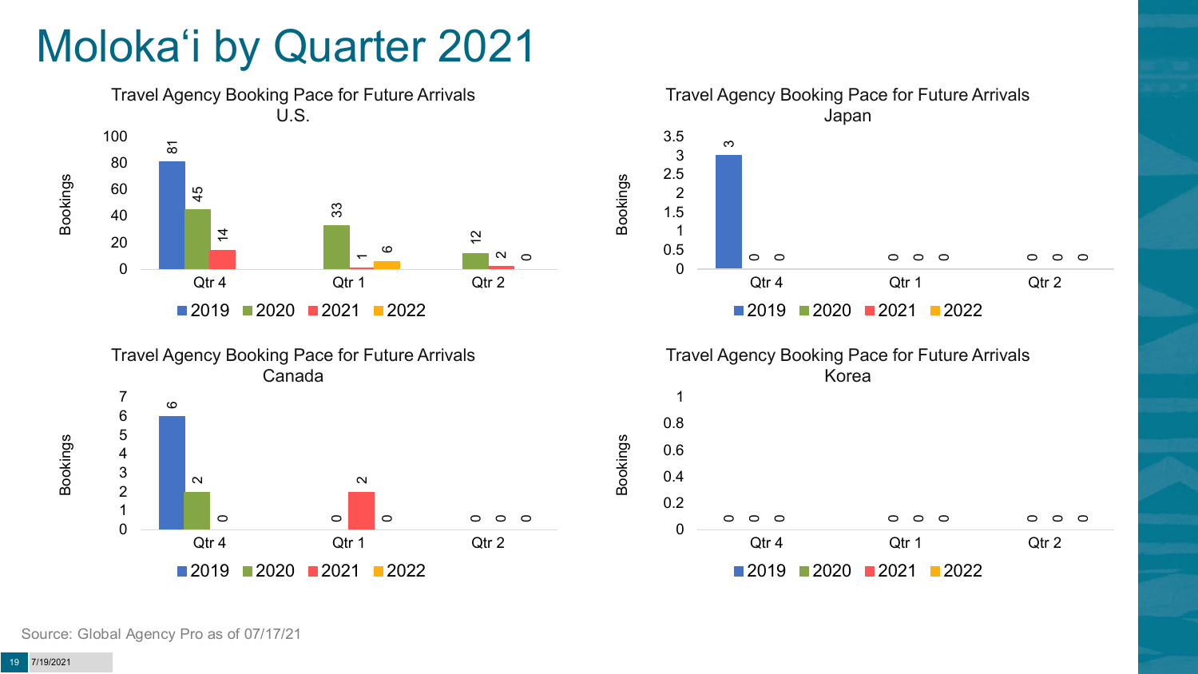# Molokaʻi by Quarter 2021

### Travel Agency Booking Pace for Future Arrivals U.S.

| Bookings | 2019 | 2020 | 2021 | 2022 |
|---|---|---|---|---|
| Qtr 4 | 81 | 45 | 14 | |
| Qtr 1 | | 33 | 1 | 6 |
| Qtr 2 | | 12 | 2 | 0 |

### Travel Agency Booking Pace for Future Arrivals Japan

| Bookings | 2019 | 2020 | 2021 | 2022 |
|---|---|---|---|---|
| Qtr 4 | 3 | 0 | 0 | |
| Qtr 1 | | 0 | 0 | 0 |
| Qtr 2 | | 0 | 0 | 0 |

### Travel Agency Booking Pace for Future Arrivals Canada

| Bookings | 2019 | 2020 | 2021 | 2022 |
|---|---|---|---|---|
| Qtr 4 | 6 | 2 | 0 | |
| Qtr 1 | | 0 | 2 | 0 |
| Qtr 2 | | 0 | 0 | 0 |

### Travel Agency Booking Pace for Future Arrivals Korea

| Bookings | 2019 | 2020 | 2021 | 2022 |
|---|---|---|---|---|
| Qtr 4 | 0 | 0 | 0 | |
| Qtr 1 | | 0 | 0 | 0 |
| Qtr 2 | | 0 | 0 | 0 |

Source: Global Agency Pro as of 07/17/21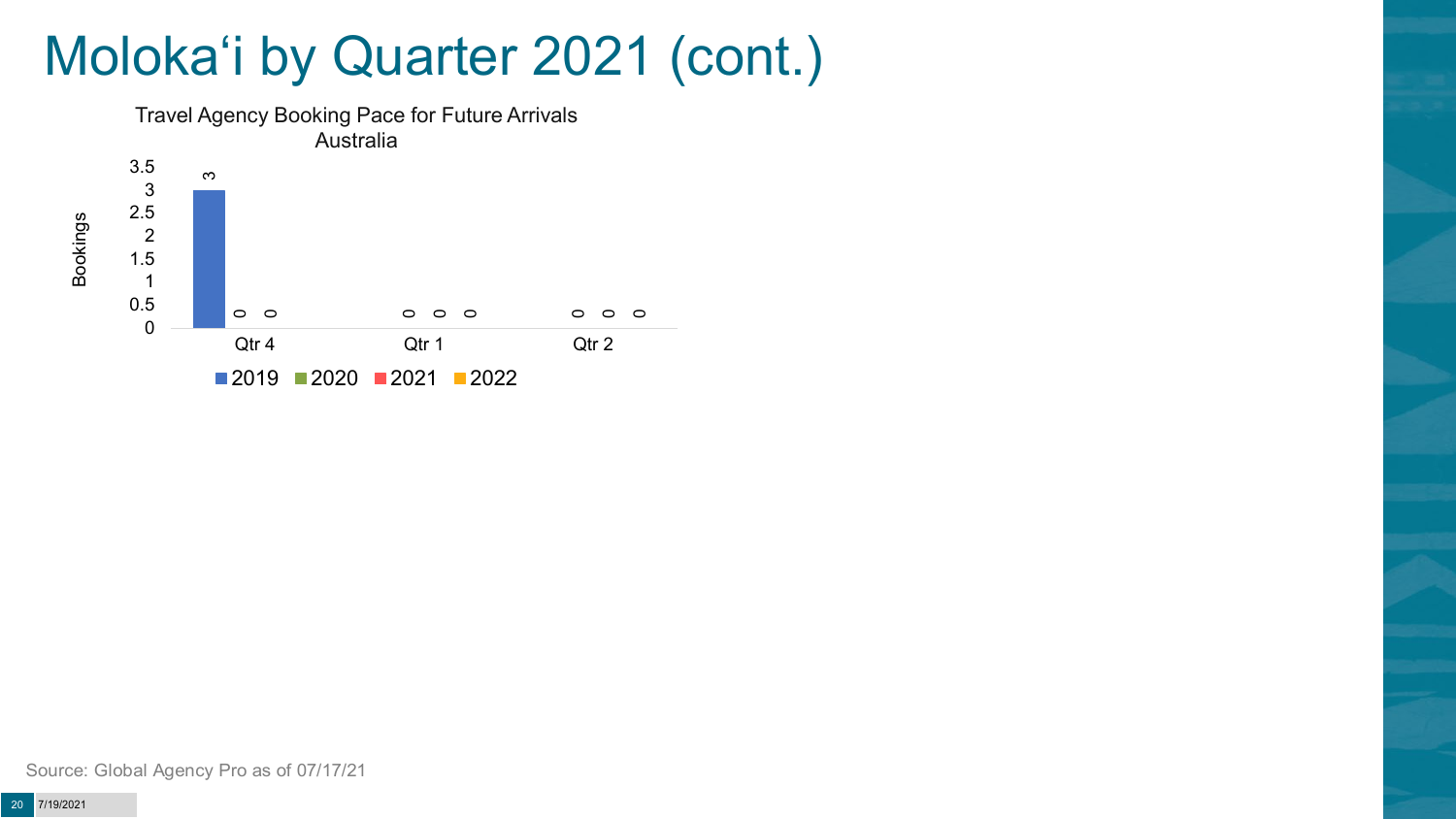# Molokaʻi by Quarter 2021 (cont.)

Travel Agency Booking Pace for Future Arrivals
Australia

| | 2019 | 2020 | 2021 | 2022 |
|---|---|---|---|---|
| Qtr 4 | 3 | 0 | 0 | |
| Qtr 1 | | 0 | 0 | 0 |
| Qtr 2 | | 0 | 0 | 0 |

Source: Global Agency Pro as of 07/17/21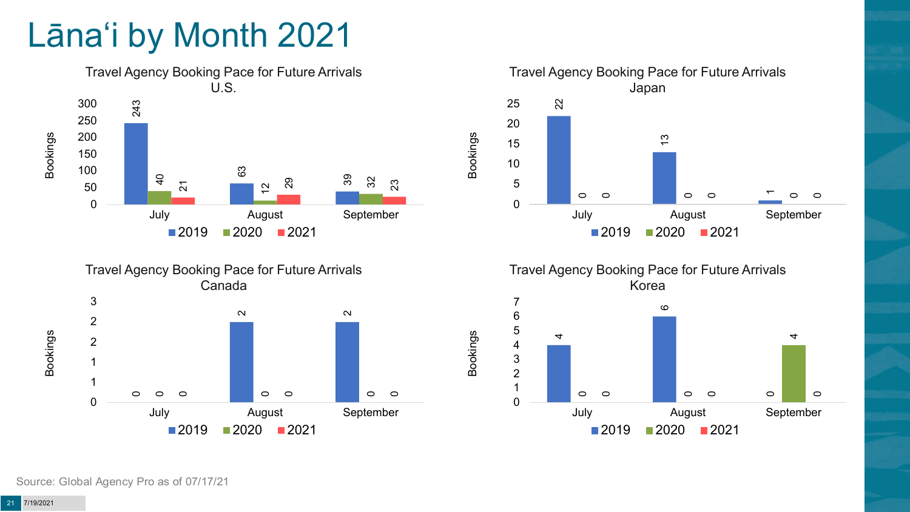# Lānaʻi by Month 2021

**Travel Agency Booking Pace for Future Arrivals U.S.**

| Month | 2019 | 2020 | 2021 |
| --- | --- | --- | --- |
| July | 243 | 40 | 21 |
| August | 63 | 12 | 29 |
| September | 39 | 32 | 23 |

**Travel Agency Booking Pace for Future Arrivals Japan**

| Month | 2019 | 2020 | 2021 |
| --- | --- | --- | --- |
| July | 22 | 0 | 0 |
| August | 13 | 0 | 0 |
| September | 1 | 0 | 0 |

**Travel Agency Booking Pace for Future Arrivals Canada**

| Month | 2019 | 2020 | 2021 |
| --- | --- | --- | --- |
| July | 0 | 0 | 0 |
| August | 2 | 0 | 0 |
| September | 2 | 0 | 0 |

**Travel Agency Booking Pace for Future Arrivals Korea**

| Month | 2019 | 2020 | 2021 |
| --- | --- | --- | --- |
| July | 4 | 0 | 0 |
| August | 6 | 0 | 0 |
| September | 0 | 4 | 0 |

Source: Global Agency Pro as of 07/17/21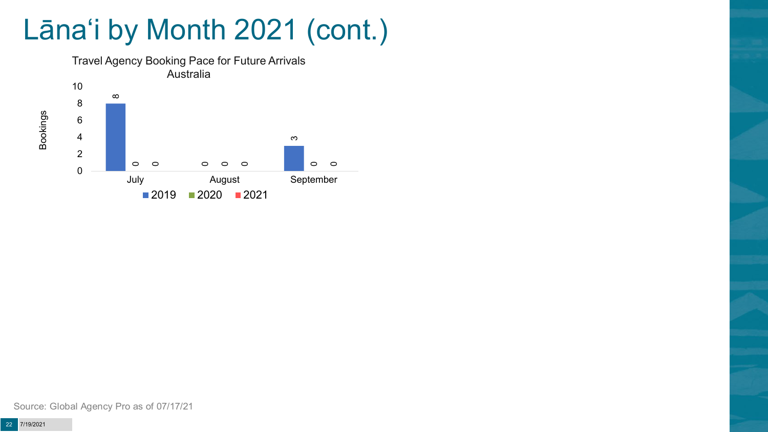# Lānaʻi by Month 2021 (cont.)

Travel Agency Booking Pace for Future Arrivals
Australia

| Month | 2019 | 2020 | 2021 |
|---|---|---|---|
| July | 8 | 0 | 0 |
| August | 0 | 0 | 0 |
| September | 3 | 0 | 0 |

Source: Global Agency Pro as of 07/17/21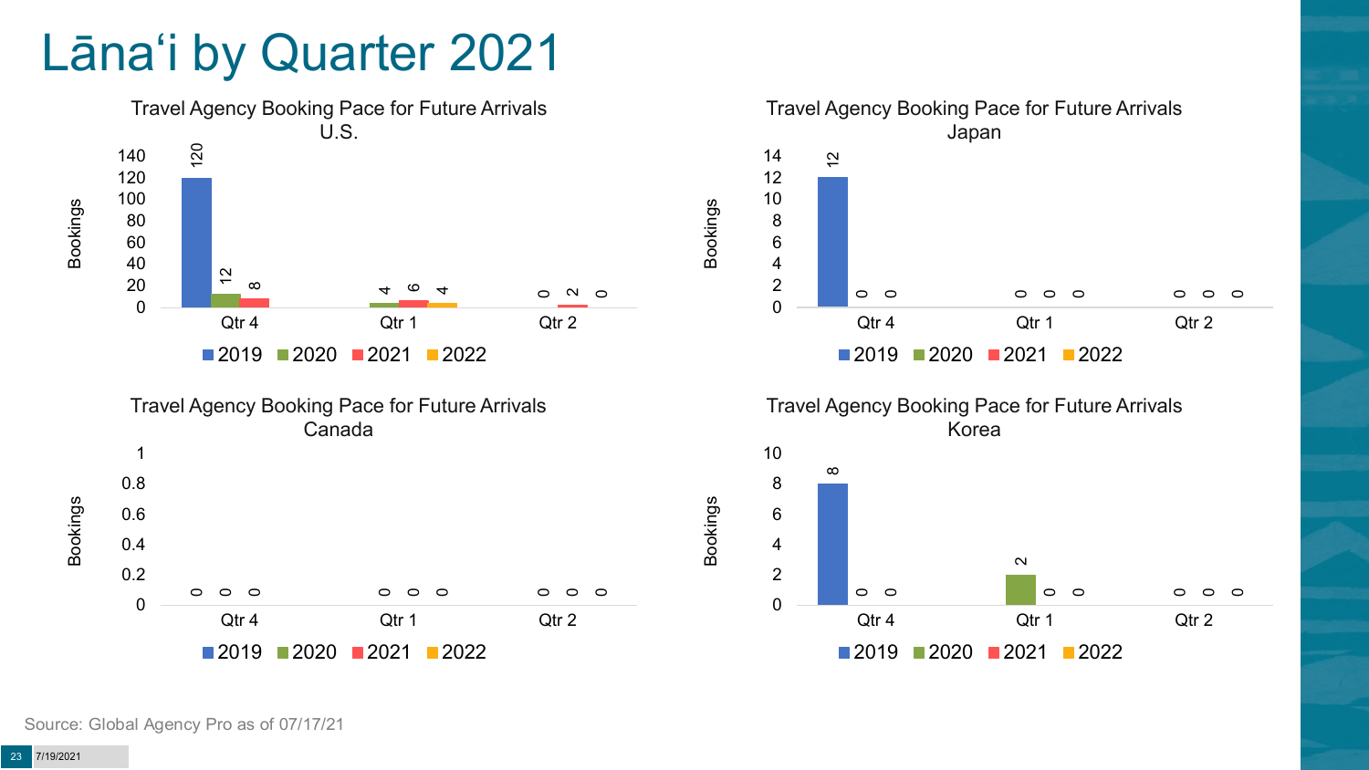# Lāna‘i by Quarter 2021

### Travel Agency Booking Pace for Future Arrivals U.S.

| Bookings | 2019 | 2020 | 2021 | 2022 |
|---|---|---|---|---|
| Qtr 4 | 120 | 12 | 8 | |
| Qtr 1 | | 4 | 6 | 4 |
| Qtr 2 | | 0 | 2 | 0 |

### Travel Agency Booking Pace for Future Arrivals Japan

| Bookings | 2019 | 2020 | 2021 | 2022 |
|---|---|---|---|---|
| Qtr 4 | 12 | 0 | 0 | |
| Qtr 1 | | 0 | 0 | 0 |
| Qtr 2 | | 0 | 0 | 0 |

### Travel Agency Booking Pace for Future Arrivals Canada

| Bookings | 2019 | 2020 | 2021 | 2022 |
|---|---|---|---|---|
| Qtr 4 | 0 | 0 | 0 | |
| Qtr 1 | | 0 | 0 | 0 |
| Qtr 2 | | 0 | 0 | 0 |

### Travel Agency Booking Pace for Future Arrivals Korea

| Bookings | 2019 | 2020 | 2021 | 2022 |
|---|---|---|---|---|
| Qtr 4 | 8 | 0 | 0 | |
| Qtr 1 | | 2 | 0 | 0 |
| Qtr 2 | | 0 | 0 | 0 |

Source: Global Agency Pro as of 07/17/21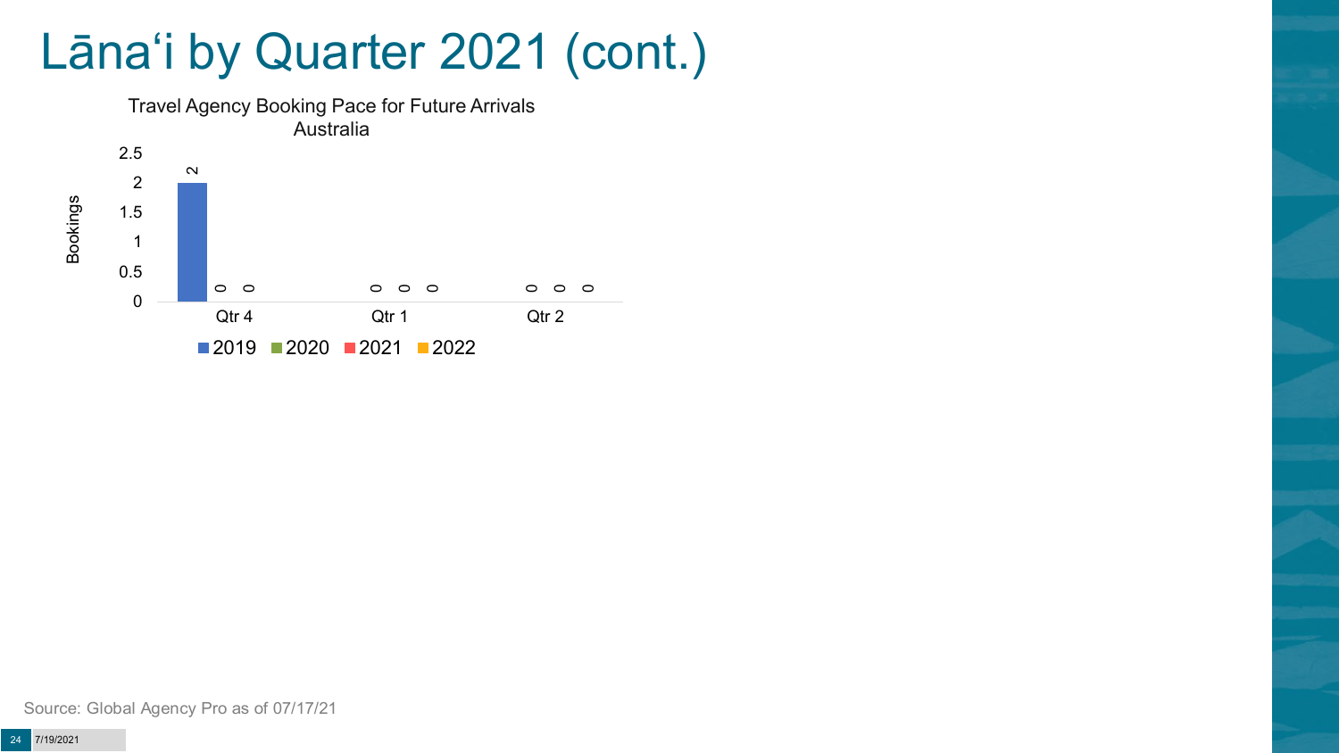# Lānaʻi by Quarter 2021 (cont.)

Travel Agency Booking Pace for Future Arrivals
Australia

| Bookings | 2019 | 2020 | 2021 | 2022 |
|---|---|---|---|---|
| Qtr 4 | 2 | 0 | 0 | |
| Qtr 1 | | 0 | 0 | 0 |
| Qtr 2 | | 0 | 0 | 0 |

Source: Global Agency Pro as of 07/17/21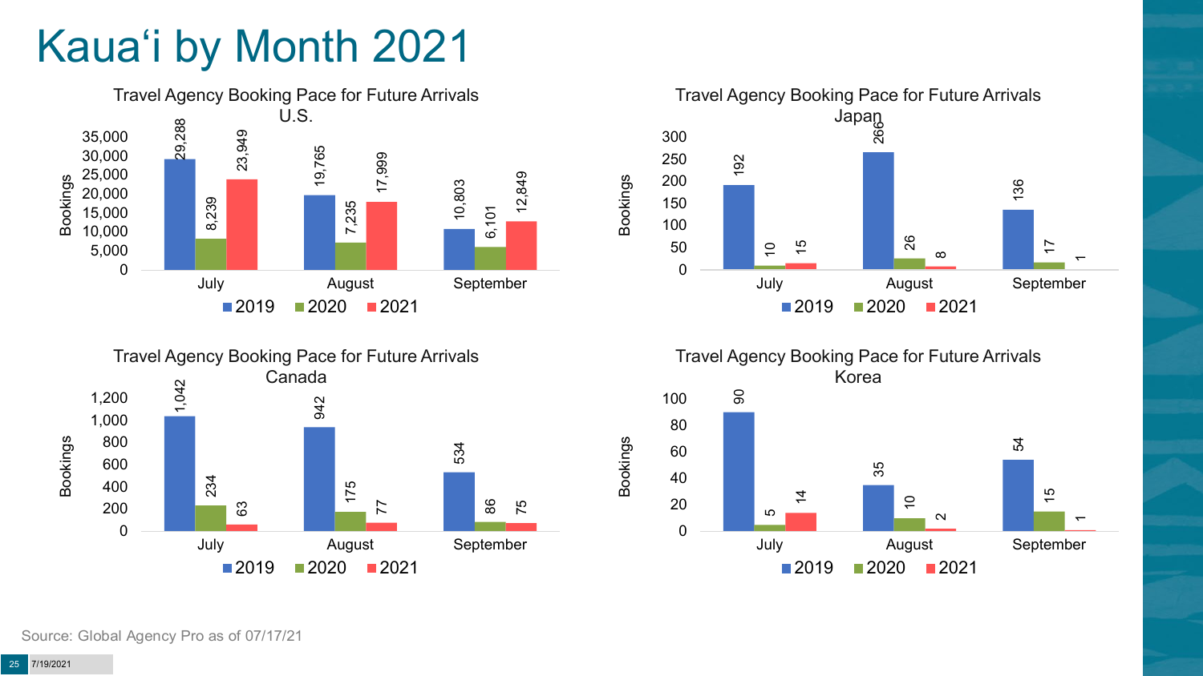# Kaua'i by Month 2021

### Travel Agency Booking Pace for Future Arrivals U.S.

| Month | 2019 | 2020 | 2021 |
| --- | --- | --- | --- |
| July | 29,288 | 8,239 | 23,949 |
| August | 19,765 | 7,235 | 17,999 |
| September | 10,803 | 6,101 | 12,849 |

### Travel Agency Booking Pace for Future Arrivals Japan

| Month | 2019 | 2020 | 2021 |
| --- | --- | --- | --- |
| July | 192 | 10 | 15 |
| August | 266 | 26 | 8 |
| September | 136 | 17 | 1 |

### Travel Agency Booking Pace for Future Arrivals Canada

| Month | 2019 | 2020 | 2021 |
| --- | --- | --- | --- |
| July | 1,042 | 234 | 63 |
| August | 942 | 175 | 77 |
| September | 534 | 86 | 75 |

### Travel Agency Booking Pace for Future Arrivals Korea

| Month | 2019 | 2020 | 2021 |
| --- | --- | --- | --- |
| July | 90 | 5 | 14 |
| August | 35 | 10 | 2 |
| September | 54 | 15 | 1 |

Source: Global Agency Pro as of 07/17/21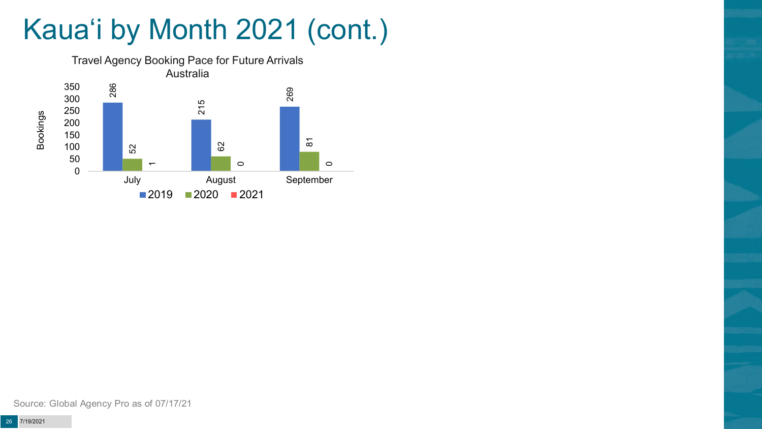# Kauaʻi by Month 2021 (cont.)

Travel Agency Booking Pace for Future Arrivals
Australia

| Month | 2019 | 2020 | 2021 |
|---|---|---|---|
| July | 286 | 52 | 1 |
| August | 215 | 62 | 0 |
| September | 269 | 81 | 0 |

Source: Global Agency Pro as of 07/17/21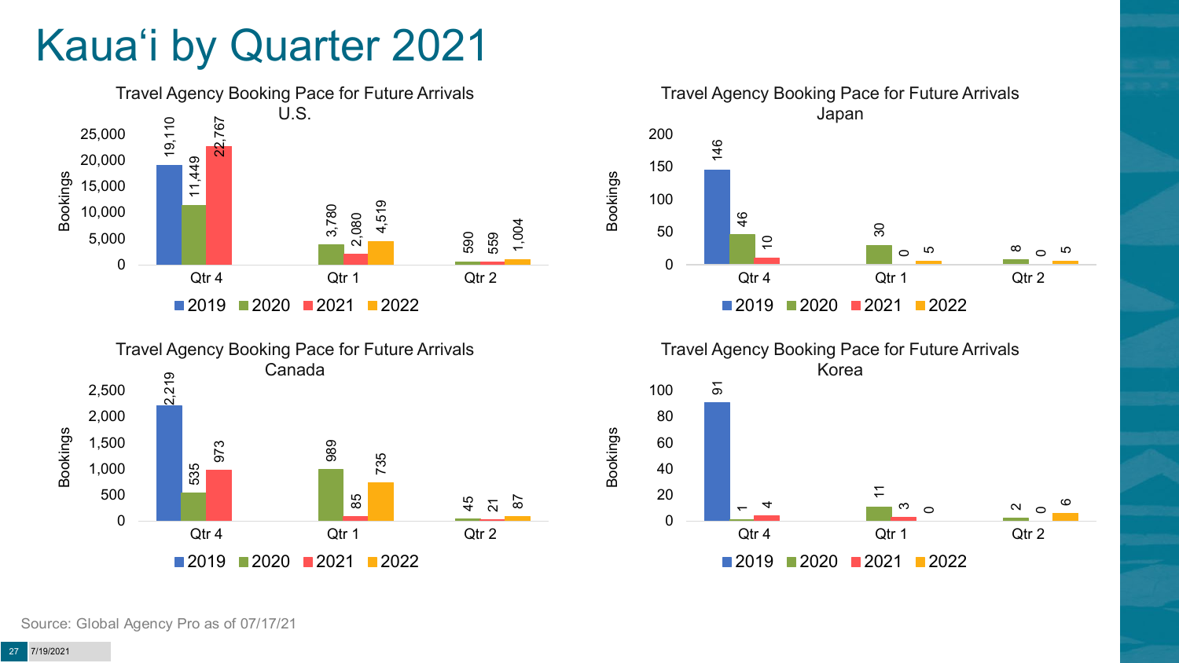# Kauaʻi by Quarter 2021

### Travel Agency Booking Pace for Future Arrivals U.S.

| Bookings | 2019 | 2020 | 2021 | 2022 |
|---|---|---|---|---|
| Qtr 4 | 19,110 | 11,449 | 22,767 | |
| Qtr 1 | | 3,780 | 2,080 | 4,519 |
| Qtr 2 | | 590 | 559 | 1,004 |

### Travel Agency Booking Pace for Future Arrivals Japan

| Bookings | 2019 | 2020 | 2021 | 2022 |
|---|---|---|---|---|
| Qtr 4 | 146 | 46 | 10 | |
| Qtr 1 | | 30 | 0 | 5 |
| Qtr 2 | | 8 | 0 | 5 |

### Travel Agency Booking Pace for Future Arrivals Canada

| Bookings | 2019 | 2020 | 2021 | 2022 |
|---|---|---|---|---|
| Qtr 4 | 2,219 | 535 | 973 | |
| Qtr 1 | | 989 | 85 | 735 |
| Qtr 2 | | 45 | 21 | 87 |

### Travel Agency Booking Pace for Future Arrivals Korea

| Bookings | 2019 | 2020 | 2021 | 2022 |
|---|---|---|---|---|
| Qtr 4 | 91 | 1 | 4 | |
| Qtr 1 | | 11 | 3 | 0 |
| Qtr 2 | | 2 | 0 | 6 |

Source: Global Agency Pro as of 07/17/21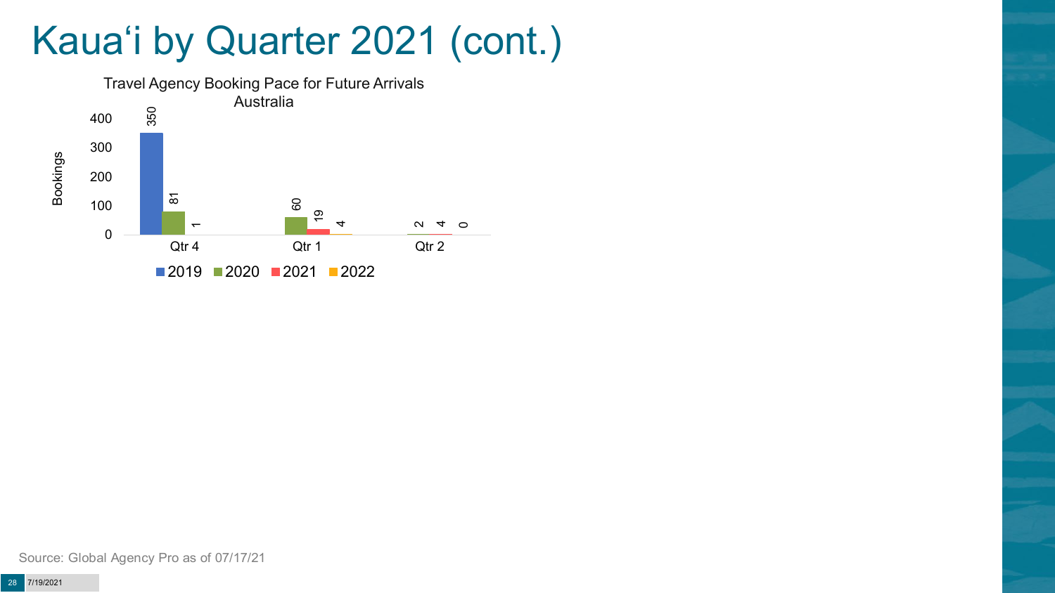# Kauaʻi by Quarter 2021 (cont.)

Travel Agency Booking Pace for Future Arrivals
Australia

| | 2019 | 2020 | 2021 | 2022 |
|---|---|---|---|---|
| Qtr 4 | 350 | 81 | 1 | |
| Qtr 1 | | 60 | 19 | 4 |
| Qtr 2 | | | 2 | 4 | 0 |

Source: Global Agency Pro as of 07/17/21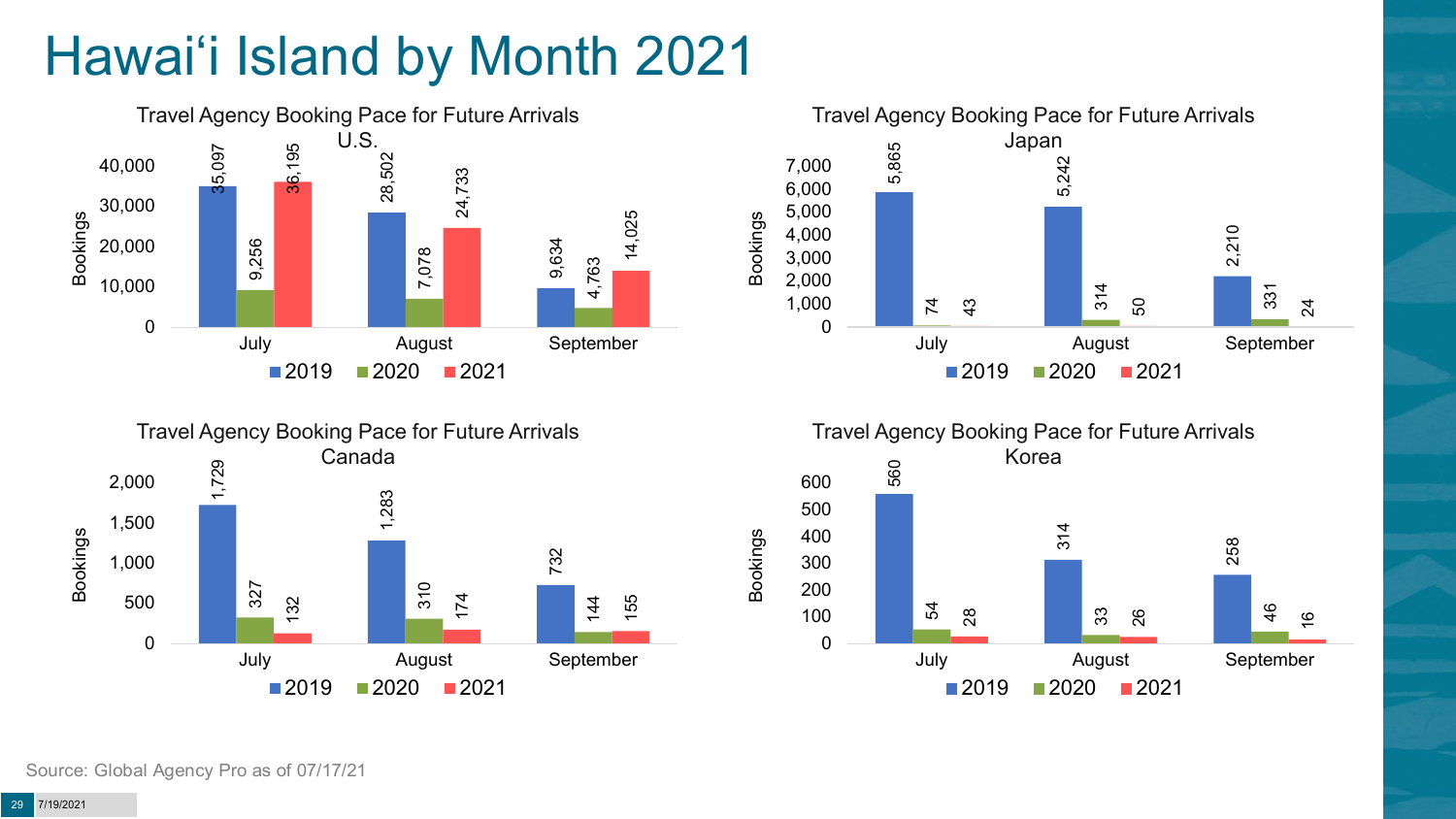# Hawai'i Island by Month 2021

### Travel Agency Booking Pace for Future Arrivals U.S.

| Bookings | 2019 | 2020 | 2021 |
|---|---|---|---|
| July | 35,097 | 9,256 | 36,195 |
| August | 28,502 | 7,078 | 24,733 |
| September | 9,634 | 4,763 | 14,025 |

### Travel Agency Booking Pace for Future Arrivals Japan

| Bookings | 2019 | 2020 | 2021 |
|---|---|---|---|
| July | 5,865 | 74 | 43 |
| August | 5,242 | 314 | 50 |
| September | 2,210 | 331 | 24 |

### Travel Agency Booking Pace for Future Arrivals Canada

| Bookings | 2019 | 2020 | 2021 |
|---|---|---|---|
| July | 1,729 | 327 | 132 |
| August | 1,283 | 310 | 174 |
| September | 732 | 144 | 155 |

### Travel Agency Booking Pace for Future Arrivals Korea

| Bookings | 2019 | 2020 | 2021 |
|---|---|---|---|
| July | 560 | 54 | 28 |
| August | 314 | 33 | 26 |
| September | 258 | 46 | 16 |

Source: Global Agency Pro as of 07/17/21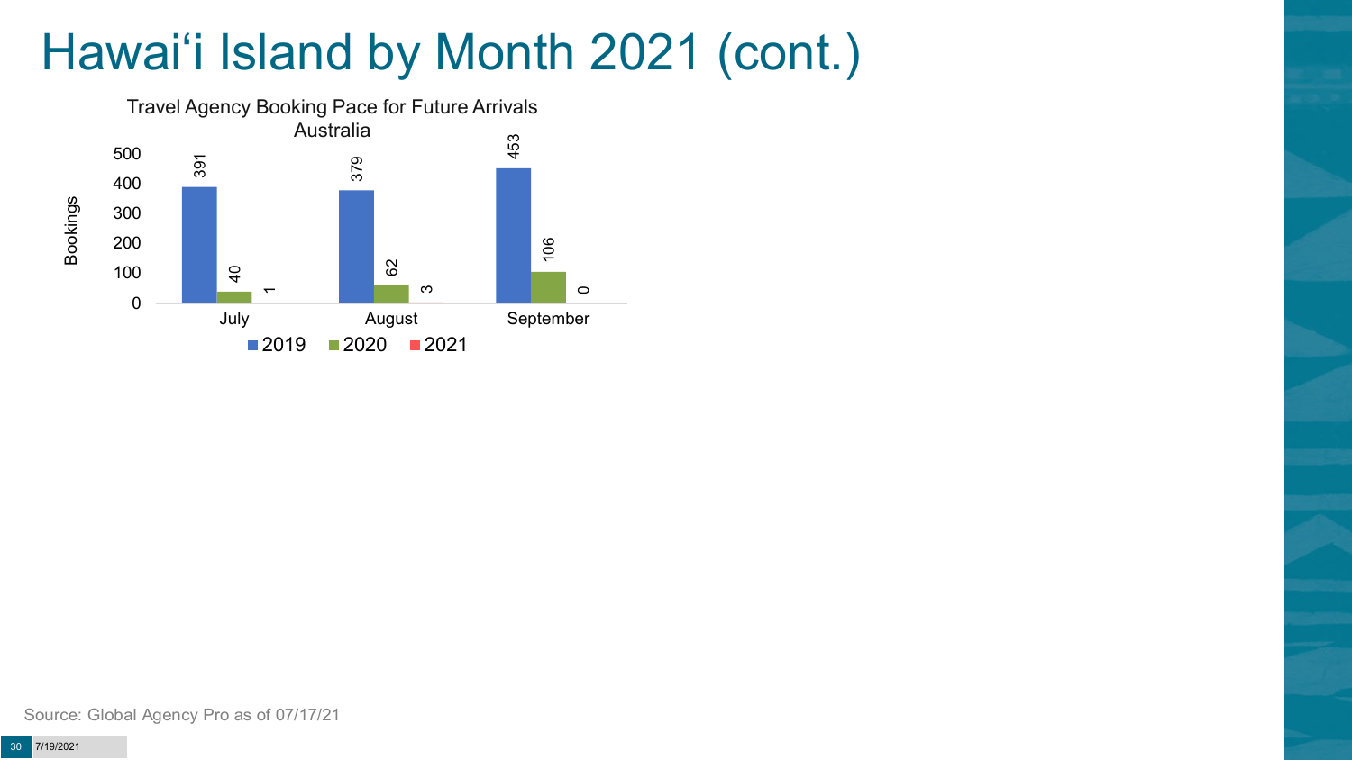# Hawaiʻi Island by Month 2021 (cont.)

Travel Agency Booking Pace for Future Arrivals
Australia

| Month | 2019 | 2020 | 2021 |
|---|---|---|---|
| July | 391 | 40 | 1 |
| August | 379 | 62 | 3 |
| September | 453 | 106 | 0 |

Source: Global Agency Pro as of 07/17/21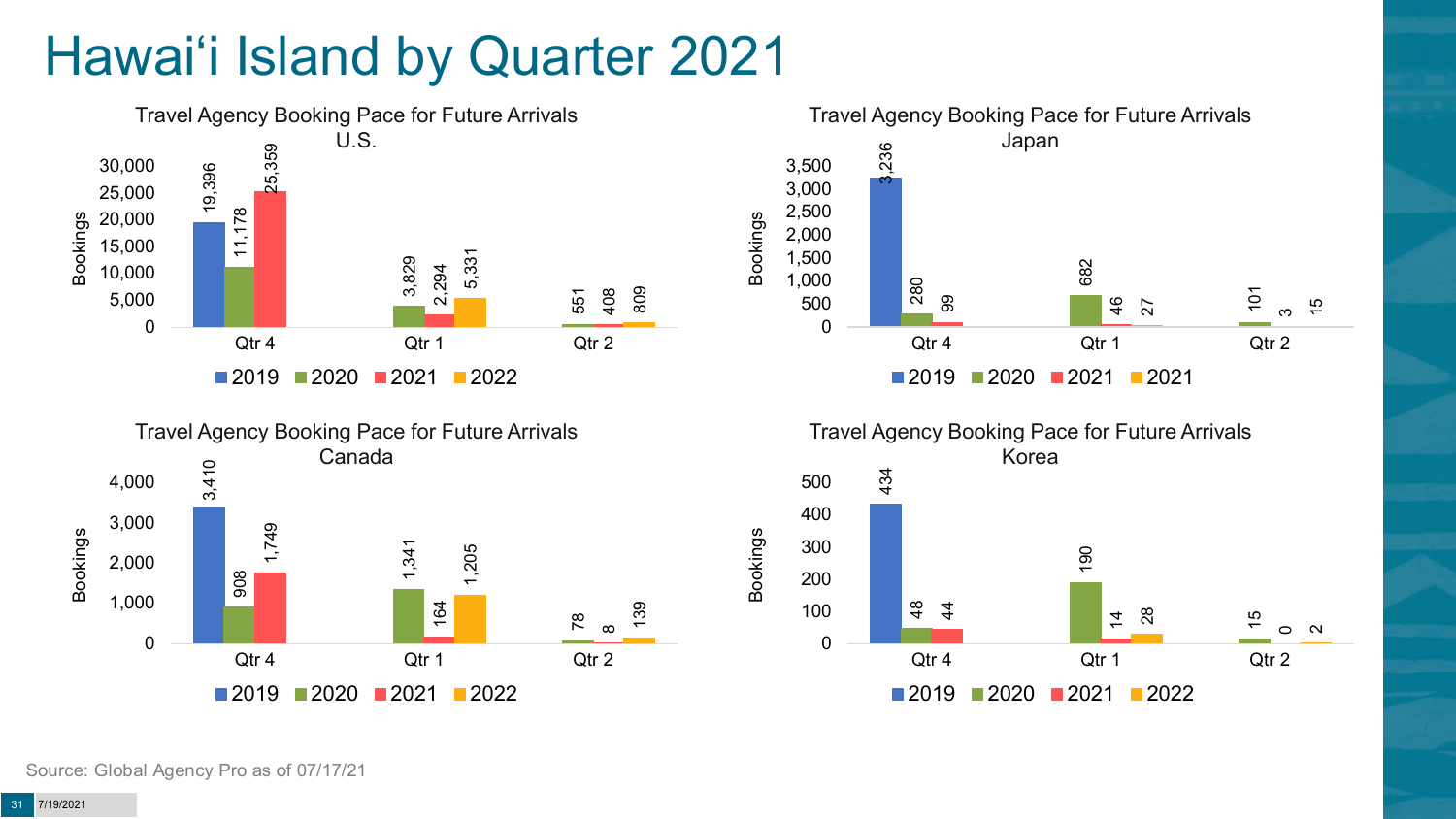# Hawai'i Island by Quarter 2021

**Travel Agency Booking Pace for Future Arrivals U.S.**

| Bookings | 2019 | 2020 | 2021 | 2022 |
|---|---|---|---|---|
| Qtr 4 | 19,396 | 11,178 | 25,359 | |
| Qtr 1 | | 3,829 | 2,294 | 5,331 |
| Qtr 2 | | 551 | 408 | 809 |

**Travel Agency Booking Pace for Future Arrivals Japan**

| Bookings | 2019 | 2020 | 2021 | 2021 |
|---|---|---|---|---|
| Qtr 4 | 3,236 | 280 | 99 | |
| Qtr 1 | | 682 | 46 | 27 |
| Qtr 2 | | 101 | 3 | 15 |

**Travel Agency Booking Pace for Future Arrivals Canada**

| Bookings | 2019 | 2020 | 2021 | 2022 |
|---|---|---|---|---|
| Qtr 4 | 3,410 | 908 | 1,749 | |
| Qtr 1 | | 1,341 | 164 | 1,205 |
| Qtr 2 | | 78 | 8 | 139 |

**Travel Agency Booking Pace for Future Arrivals Korea**

| Bookings | 2019 | 2020 | 2021 | 2022 |
|---|---|---|---|---|
| Qtr 4 | 434 | 48 | 44 | |
| Qtr 1 | | 190 | 14 | 28 |
| Qtr 2 | | 15 | 0 | 2 |

Source: Global Agency Pro as of 07/17/21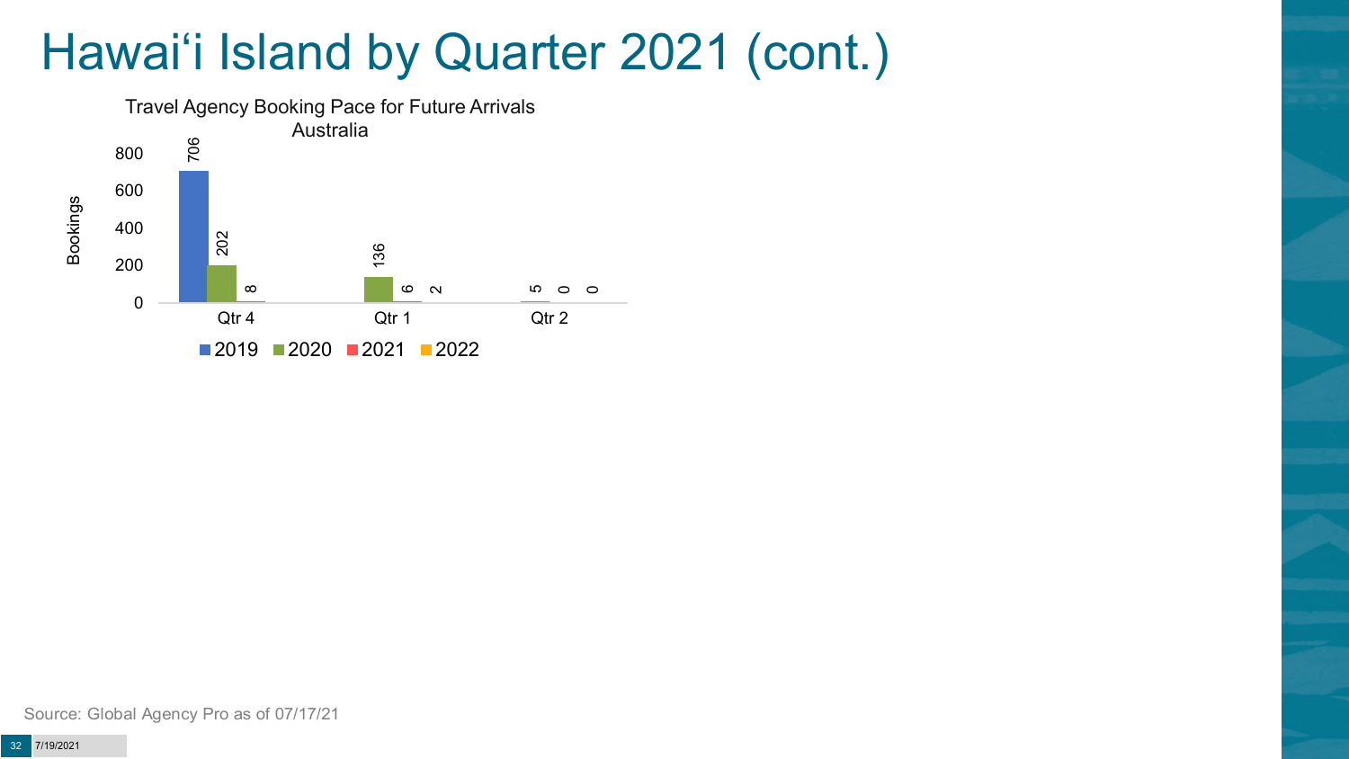# Hawai'i Island by Quarter 2021 (cont.)

Travel Agency Booking Pace for Future Arrivals
Australia

Bookings

800
600
400
200
0

706
202
8
136
6
2
5
0
0

Qtr 4
Qtr 1
Qtr 2

2019 2020 2021 2022

Source: Global Agency Pro as of 07/17/21